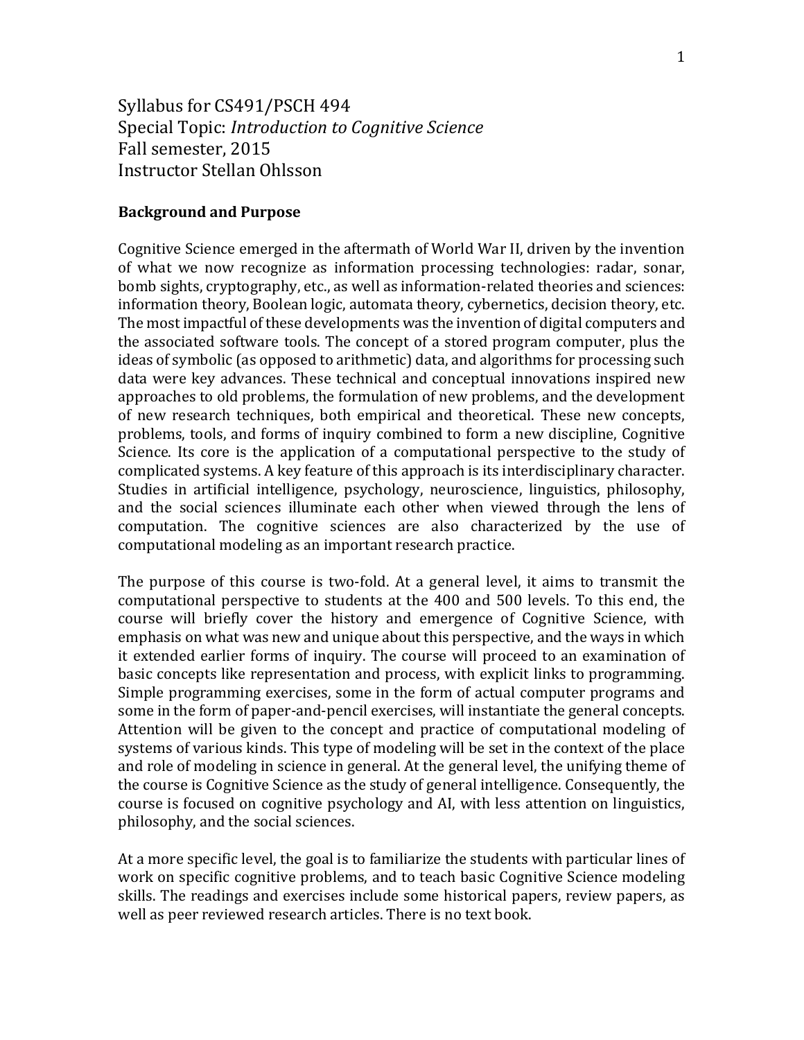Syllabus for CS491/PSCH 494
Special Topic: *Introduction to Cognitive Science*
Fall semester, 2015
Instructor Stellan Ohlsson

**Background and Purpose**

Cognitive Science emerged in the aftermath of World War II, driven by the invention of what we now recognize as information processing technologies: radar, sonar, bomb sights, cryptography, etc., as well as information-related theories and sciences: information theory, Boolean logic, automata theory, cybernetics, decision theory, etc. The most impactful of these developments was the invention of digital computers and the associated software tools. The concept of a stored program computer, plus the ideas of symbolic (as opposed to arithmetic) data, and algorithms for processing such data were key advances. These technical and conceptual innovations inspired new approaches to old problems, the formulation of new problems, and the development of new research techniques, both empirical and theoretical. These new concepts, problems, tools, and forms of inquiry combined to form a new discipline, Cognitive Science. Its core is the application of a computational perspective to the study of complicated systems. A key feature of this approach is its interdisciplinary character. Studies in artificial intelligence, psychology, neuroscience, linguistics, philosophy, and the social sciences illuminate each other when viewed through the lens of computation. The cognitive sciences are also characterized by the use of computational modeling as an important research practice.

The purpose of this course is two-fold. At a general level, it aims to transmit the computational perspective to students at the 400 and 500 levels. To this end, the course will briefly cover the history and emergence of Cognitive Science, with emphasis on what was new and unique about this perspective, and the ways in which it extended earlier forms of inquiry. The course will proceed to an examination of basic concepts like representation and process, with explicit links to programming. Simple programming exercises, some in the form of actual computer programs and some in the form of paper-and-pencil exercises, will instantiate the general concepts. Attention will be given to the concept and practice of computational modeling of systems of various kinds. This type of modeling will be set in the context of the place and role of modeling in science in general. At the general level, the unifying theme of the course is Cognitive Science as the study of general intelligence. Consequently, the course is focused on cognitive psychology and AI, with less attention on linguistics, philosophy, and the social sciences.

At a more specific level, the goal is to familiarize the students with particular lines of work on specific cognitive problems, and to teach basic Cognitive Science modeling skills. The readings and exercises include some historical papers, review papers, as well as peer reviewed research articles. There is no text book.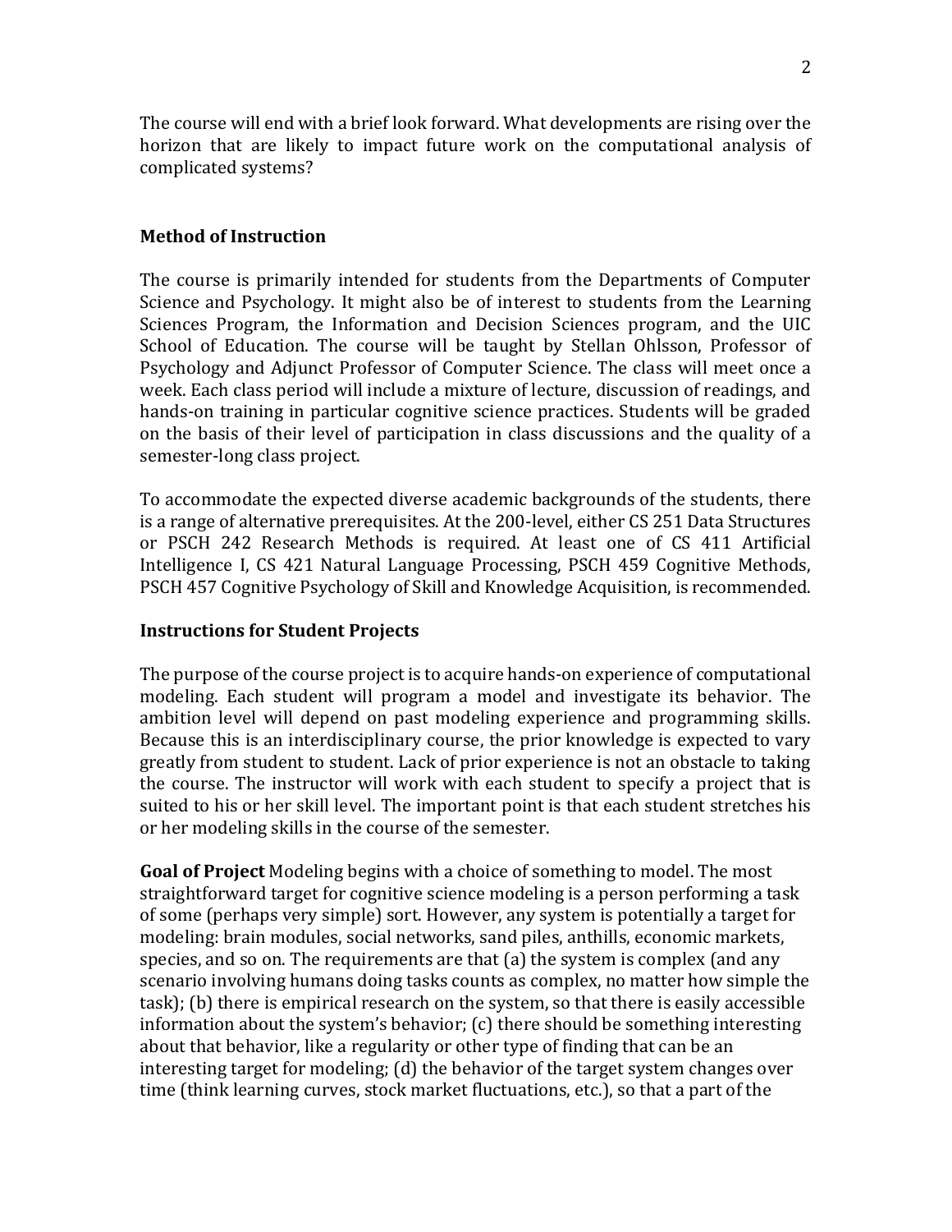The course will end with a brief look forward. What developments are rising over the horizon that are likely to impact future work on the computational analysis of complicated systems?

## Method of Instruction

The course is primarily intended for students from the Departments of Computer Science and Psychology. It might also be of interest to students from the Learning Sciences Program, the Information and Decision Sciences program, and the UIC School of Education. The course will be taught by Stellan Ohlsson, Professor of Psychology and Adjunct Professor of Computer Science. The class will meet once a week. Each class period will include a mixture of lecture, discussion of readings, and hands-on training in particular cognitive science practices. Students will be graded on the basis of their level of participation in class discussions and the quality of a semester-long class project.

To accommodate the expected diverse academic backgrounds of the students, there is a range of alternative prerequisites. At the 200-level, either CS 251 Data Structures or PSCH 242 Research Methods is required. At least one of CS 411 Artificial Intelligence I, CS 421 Natural Language Processing, PSCH 459 Cognitive Methods, PSCH 457 Cognitive Psychology of Skill and Knowledge Acquisition, is recommended.

## Instructions for Student Projects

The purpose of the course project is to acquire hands-on experience of computational modeling. Each student will program a model and investigate its behavior. The ambition level will depend on past modeling experience and programming skills. Because this is an interdisciplinary course, the prior knowledge is expected to vary greatly from student to student. Lack of prior experience is not an obstacle to taking the course. The instructor will work with each student to specify a project that is suited to his or her skill level. The important point is that each student stretches his or her modeling skills in the course of the semester.

**Goal of Project** Modeling begins with a choice of something to model. The most straightforward target for cognitive science modeling is a person performing a task of some (perhaps very simple) sort. However, any system is potentially a target for modeling: brain modules, social networks, sand piles, anthills, economic markets, species, and so on. The requirements are that (a) the system is complex (and any scenario involving humans doing tasks counts as complex, no matter how simple the task); (b) there is empirical research on the system, so that there is easily accessible information about the system's behavior; (c) there should be something interesting about that behavior, like a regularity or other type of finding that can be an interesting target for modeling; (d) the behavior of the target system changes over time (think learning curves, stock market fluctuations, etc.), so that a part of the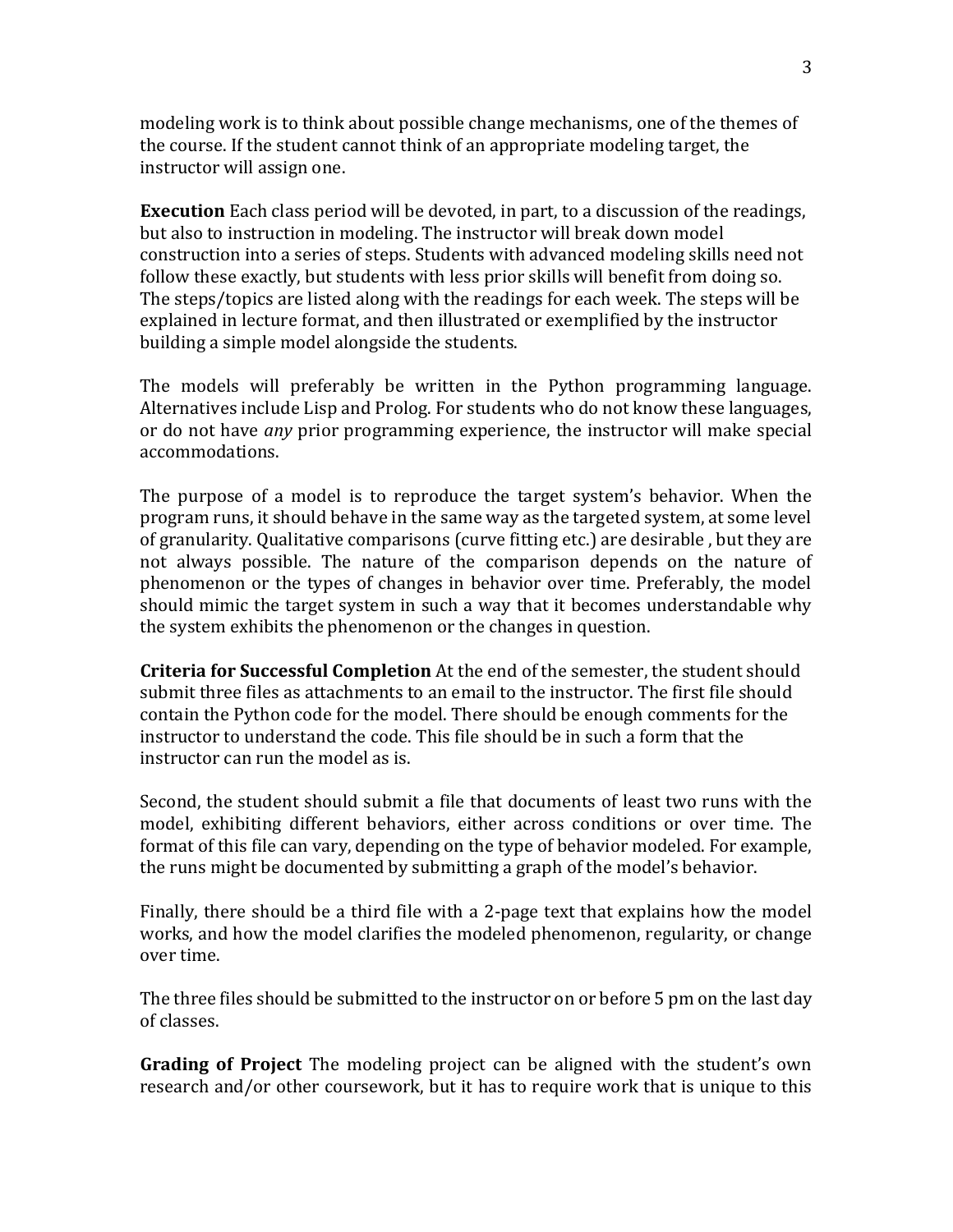modeling work is to think about possible change mechanisms, one of the themes of the course. If the student cannot think of an appropriate modeling target, the instructor will assign one.

**Execution** Each class period will be devoted, in part, to a discussion of the readings, but also to instruction in modeling. The instructor will break down model construction into a series of steps. Students with advanced modeling skills need not follow these exactly, but students with less prior skills will benefit from doing so. The steps/topics are listed along with the readings for each week. The steps will be explained in lecture format, and then illustrated or exemplified by the instructor building a simple model alongside the students.

The models will preferably be written in the Python programming language. Alternatives include Lisp and Prolog. For students who do not know these languages, or do not have *any* prior programming experience, the instructor will make special accommodations.

The purpose of a model is to reproduce the target system's behavior. When the program runs, it should behave in the same way as the targeted system, at some level of granularity. Qualitative comparisons (curve fitting etc.) are desirable , but they are not always possible. The nature of the comparison depends on the nature of phenomenon or the types of changes in behavior over time. Preferably, the model should mimic the target system in such a way that it becomes understandable why the system exhibits the phenomenon or the changes in question.

**Criteria for Successful Completion** At the end of the semester, the student should submit three files as attachments to an email to the instructor. The first file should contain the Python code for the model. There should be enough comments for the instructor to understand the code. This file should be in such a form that the instructor can run the model as is.

Second, the student should submit a file that documents of least two runs with the model, exhibiting different behaviors, either across conditions or over time. The format of this file can vary, depending on the type of behavior modeled. For example, the runs might be documented by submitting a graph of the model's behavior.

Finally, there should be a third file with a 2-page text that explains how the model works, and how the model clarifies the modeled phenomenon, regularity, or change over time.

The three files should be submitted to the instructor on or before 5 pm on the last day of classes.

**Grading of Project** The modeling project can be aligned with the student's own research and/or other coursework, but it has to require work that is unique to this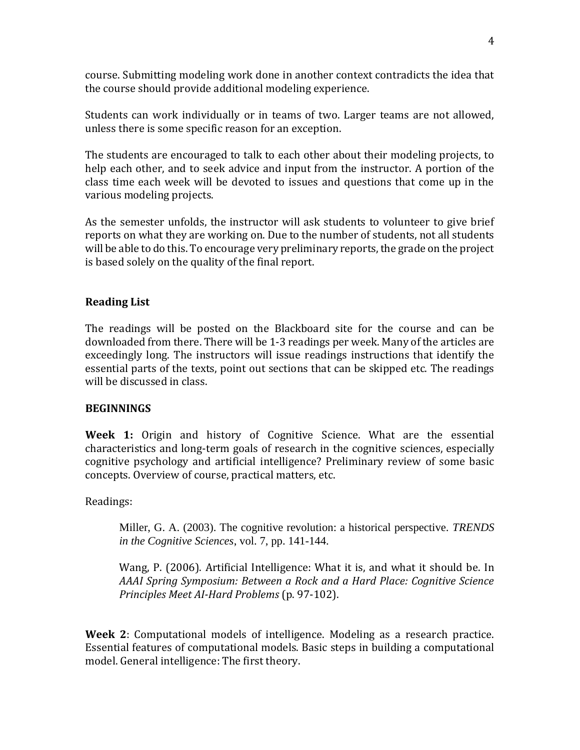course. Submitting modeling work done in another context contradicts the idea that the course should provide additional modeling experience.

Students can work individually or in teams of two. Larger teams are not allowed, unless there is some specific reason for an exception.

The students are encouraged to talk to each other about their modeling projects, to help each other, and to seek advice and input from the instructor. A portion of the class time each week will be devoted to issues and questions that come up in the various modeling projects.

As the semester unfolds, the instructor will ask students to volunteer to give brief reports on what they are working on. Due to the number of students, not all students will be able to do this. To encourage very preliminary reports, the grade on the project is based solely on the quality of the final report.

## Reading List

The readings will be posted on the Blackboard site for the course and can be downloaded from there. There will be 1-3 readings per week. Many of the articles are exceedingly long. The instructors will issue readings instructions that identify the essential parts of the texts, point out sections that can be skipped etc. The readings will be discussed in class.

### BEGINNINGS

**Week 1:** Origin and history of Cognitive Science. What are the essential characteristics and long-term goals of research in the cognitive sciences, especially cognitive psychology and artificial intelligence? Preliminary review of some basic concepts. Overview of course, practical matters, etc.

Readings:

> Miller, G. A. (2003). The cognitive revolution: a historical perspective. *TRENDS in the Cognitive Sciences*, vol. 7, pp. 141-144.
>
> Wang, P. (2006). Artificial Intelligence: What it is, and what it should be. In *AAAI Spring Symposium: Between a Rock and a Hard Place: Cognitive Science Principles Meet AI-Hard Problems* (p. 97-102).

**Week 2**: Computational models of intelligence. Modeling as a research practice. Essential features of computational models. Basic steps in building a computational model. General intelligence: The first theory.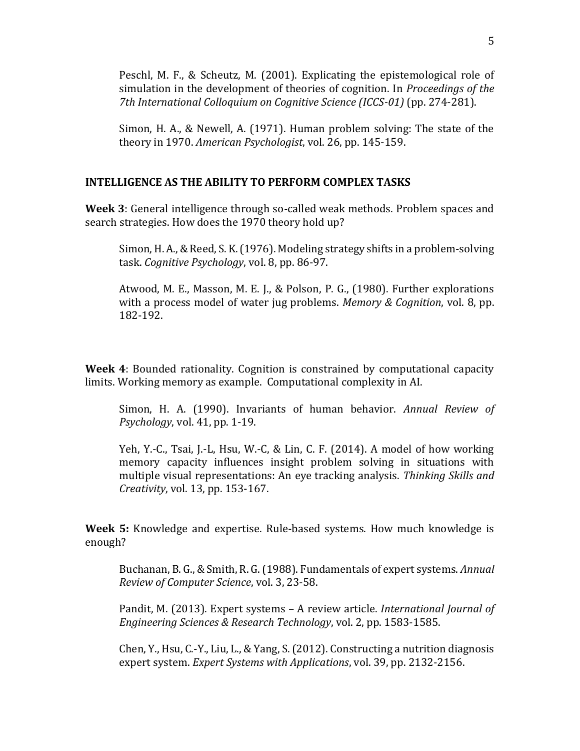Peschl, M. F., & Scheutz, M. (2001). Explicating the epistemological role of simulation in the development of theories of cognition. In *Proceedings of the 7th International Colloquium on Cognitive Science (ICCS-01)* (pp. 274-281).

Simon, H. A., & Newell, A. (1971). Human problem solving: The state of the theory in 1970. *American Psychologist*, vol. 26, pp. 145-159.

## INTELLIGENCE AS THE ABILITY TO PERFORM COMPLEX TASKS

**Week 3**: General intelligence through so-called weak methods. Problem spaces and search strategies. How does the 1970 theory hold up?

Simon, H. A., & Reed, S. K. (1976). Modeling strategy shifts in a problem-solving task. *Cognitive Psychology*, vol. 8, pp. 86-97.

Atwood, M. E., Masson, M. E. J., & Polson, P. G., (1980). Further explorations with a process model of water jug problems. *Memory & Cognition*, vol. 8, pp. 182-192.

**Week 4**: Bounded rationality. Cognition is constrained by computational capacity limits. Working memory as example. Computational complexity in AI.

Simon, H. A. (1990). Invariants of human behavior. *Annual Review of Psychology*, vol. 41, pp. 1-19.

Yeh, Y.-C., Tsai, J.-L, Hsu, W.-C, & Lin, C. F. (2014). A model of how working memory capacity influences insight problem solving in situations with multiple visual representations: An eye tracking analysis. *Thinking Skills and Creativity*, vol. 13, pp. 153-167.

**Week 5:** Knowledge and expertise. Rule-based systems. How much knowledge is enough?

Buchanan, B. G., & Smith, R. G. (1988). Fundamentals of expert systems. *Annual Review of Computer Science*, vol. 3, 23-58.

Pandit, M. (2013). Expert systems – A review article. *International Journal of Engineering Sciences & Research Technology*, vol. 2, pp. 1583-1585.

Chen, Y., Hsu, C.-Y., Liu, L., & Yang, S. (2012). Constructing a nutrition diagnosis expert system. *Expert Systems with Applications*, vol. 39, pp. 2132-2156.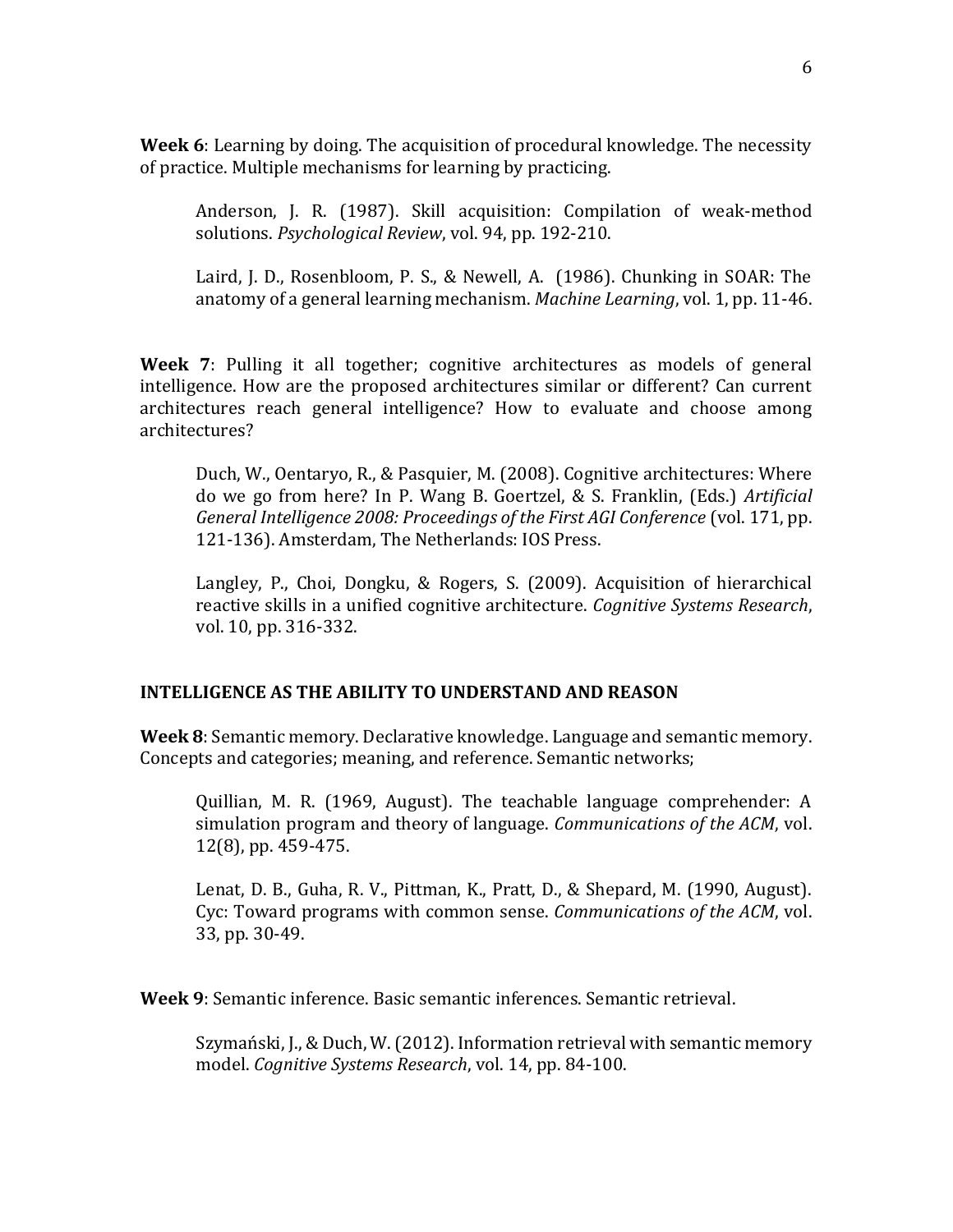**Week 6**: Learning by doing. The acquisition of procedural knowledge. The necessity of practice. Multiple mechanisms for learning by practicing.

> Anderson, J. R. (1987). Skill acquisition: Compilation of weak-method solutions. *Psychological Review*, vol. 94, pp. 192-210.
>
> Laird, J. D., Rosenbloom, P. S., & Newell, A. (1986). Chunking in SOAR: The anatomy of a general learning mechanism. *Machine Learning*, vol. 1, pp. 11-46.

**Week 7**: Pulling it all together; cognitive architectures as models of general intelligence. How are the proposed architectures similar or different? Can current architectures reach general intelligence? How to evaluate and choose among architectures?

> Duch, W., Oentaryo, R., & Pasquier, M. (2008). Cognitive architectures: Where do we go from here? In P. Wang B. Goertzel, & S. Franklin, (Eds.) *Artificial General Intelligence 2008: Proceedings of the First AGI Conference* (vol. 171, pp. 121-136). Amsterdam, The Netherlands: IOS Press.
>
> Langley, P., Choi, Dongku, & Rogers, S. (2009). Acquisition of hierarchical reactive skills in a unified cognitive architecture. *Cognitive Systems Research*, vol. 10, pp. 316-332.

**INTELLIGENCE AS THE ABILITY TO UNDERSTAND AND REASON**

**Week 8**: Semantic memory. Declarative knowledge. Language and semantic memory. Concepts and categories; meaning, and reference. Semantic networks;

> Quillian, M. R. (1969, August). The teachable language comprehender: A simulation program and theory of language. *Communications of the ACM*, vol. 12(8), pp. 459-475.
>
> Lenat, D. B., Guha, R. V., Pittman, K., Pratt, D., & Shepard, M. (1990, August). Cyc: Toward programs with common sense. *Communications of the ACM*, vol. 33, pp. 30-49.

**Week 9**: Semantic inference. Basic semantic inferences. Semantic retrieval.

> Szymański, J., & Duch, W. (2012). Information retrieval with semantic memory model. *Cognitive Systems Research*, vol. 14, pp. 84-100.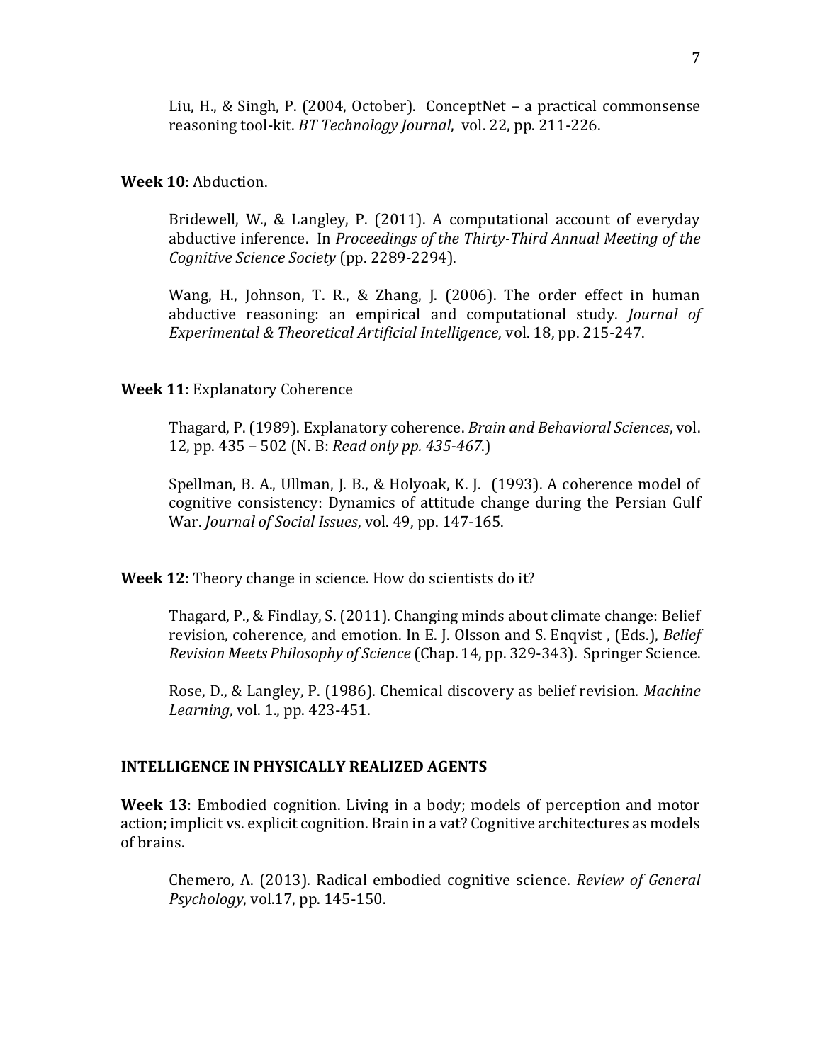Liu, H., & Singh, P. (2004, October). ConceptNet – a practical commonsense reasoning tool-kit. *BT Technology Journal*, vol. 22, pp. 211-226.

**Week 10**: Abduction.

Bridewell, W., & Langley, P. (2011). A computational account of everyday abductive inference. In *Proceedings of the Thirty-Third Annual Meeting of the Cognitive Science Society* (pp. 2289-2294).

Wang, H., Johnson, T. R., & Zhang, J. (2006). The order effect in human abductive reasoning: an empirical and computational study. *Journal of Experimental & Theoretical Artificial Intelligence*, vol. 18, pp. 215-247.

**Week 11**: Explanatory Coherence

Thagard, P. (1989). Explanatory coherence. *Brain and Behavioral Sciences*, vol. 12, pp. 435 – 502 (N. B: *Read only pp. 435-467.*)

Spellman, B. A., Ullman, J. B., & Holyoak, K. J. (1993). A coherence model of cognitive consistency: Dynamics of attitude change during the Persian Gulf War. *Journal of Social Issues*, vol. 49, pp. 147-165.

**Week 12**: Theory change in science. How do scientists do it?

Thagard, P., & Findlay, S. (2011). Changing minds about climate change: Belief revision, coherence, and emotion. In E. J. Olsson and S. Enqvist , (Eds.), *Belief Revision Meets Philosophy of Science* (Chap. 14, pp. 329-343). Springer Science.

Rose, D., & Langley, P. (1986). Chemical discovery as belief revision. *Machine Learning*, vol. 1., pp. 423-451.

## INTELLIGENCE IN PHYSICALLY REALIZED AGENTS

**Week 13**: Embodied cognition. Living in a body; models of perception and motor action; implicit vs. explicit cognition. Brain in a vat? Cognitive architectures as models of brains.

Chemero, A. (2013). Radical embodied cognitive science. *Review of General Psychology*, vol.17, pp. 145-150.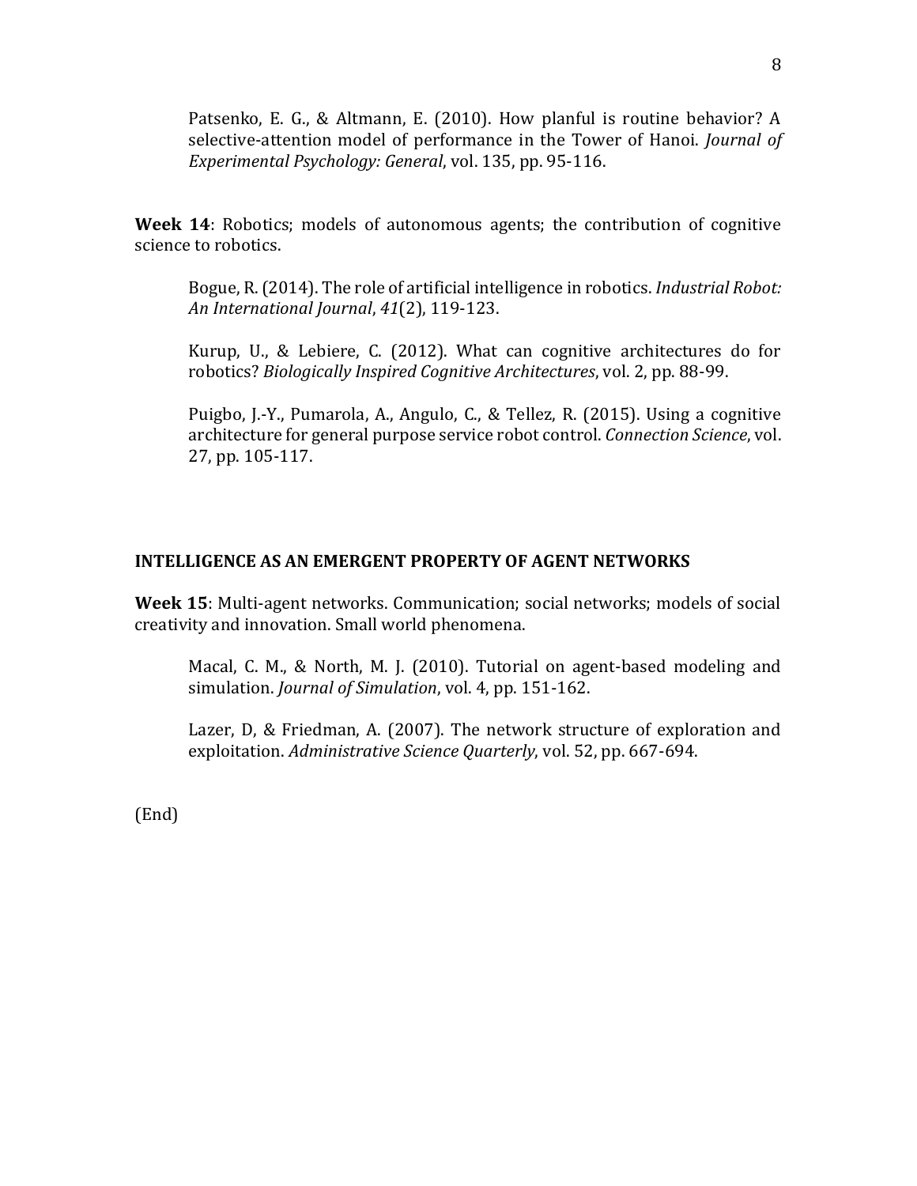Patsenko, E. G., & Altmann, E. (2010). How planful is routine behavior? A selective-attention model of performance in the Tower of Hanoi. *Journal of Experimental Psychology: General*, vol. 135, pp. 95-116.

**Week 14**: Robotics; models of autonomous agents; the contribution of cognitive science to robotics.

Bogue, R. (2014). The role of artificial intelligence in robotics. *Industrial Robot: An International Journal*, *41*(2), 119-123.

Kurup, U., & Lebiere, C. (2012). What can cognitive architectures do for robotics? *Biologically Inspired Cognitive Architectures*, vol. 2, pp. 88-99.

Puigbo, J.-Y., Pumarola, A., Angulo, C., & Tellez, R. (2015). Using a cognitive architecture for general purpose service robot control. *Connection Science*, vol. 27, pp. 105-117.

**INTELLIGENCE AS AN EMERGENT PROPERTY OF AGENT NETWORKS**

**Week 15**: Multi-agent networks. Communication; social networks; models of social creativity and innovation. Small world phenomena.

Macal, C. M., & North, M. J. (2010). Tutorial on agent-based modeling and simulation. *Journal of Simulation*, vol. 4, pp. 151-162.

Lazer, D, & Friedman, A. (2007). The network structure of exploration and exploitation. *Administrative Science Quarterly*, vol. 52, pp. 667-694.

(End)